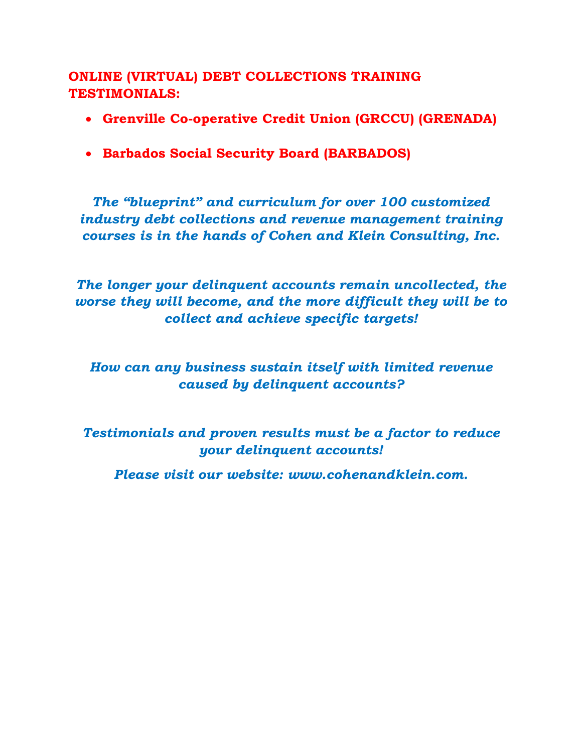## ONLINE (VIRTUAL) DEBT COLLECTIONS TRAINING TESTIMONIALS:

- **Grenville Co-operative Credit Union (GRCCU) (GRENADA)**
- **Barbados Social Security Board (BARBADOS)**

***The "blueprint" and curriculum for over 100 customized industry debt collections and revenue management training courses is in the hands of Cohen and Klein Consulting, Inc.***

***The longer your delinquent accounts remain uncollected, the worse they will become, and the more difficult they will be to collect and achieve specific targets!***

***How can any business sustain itself with limited revenue caused by delinquent accounts?***

***Testimonials and proven results must be a factor to reduce your delinquent accounts!***

***Please visit our website: www.cohenandklein.com.***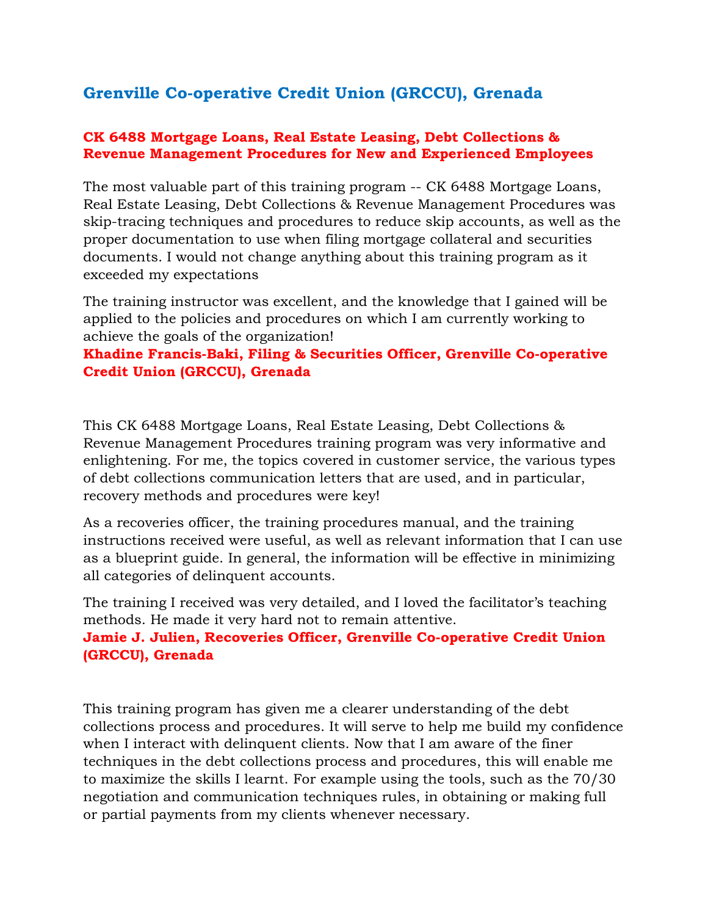## Grenville Co-operative Credit Union (GRCCU), Grenada

**CK 6488 Mortgage Loans, Real Estate Leasing, Debt Collections & Revenue Management Procedures for New and Experienced Employees**

The most valuable part of this training program -- CK 6488 Mortgage Loans, Real Estate Leasing, Debt Collections & Revenue Management Procedures was skip-tracing techniques and procedures to reduce skip accounts, as well as the proper documentation to use when filing mortgage collateral and securities documents. I would not change anything about this training program as it exceeded my expectations

The training instructor was excellent, and the knowledge that I gained will be applied to the policies and procedures on which I am currently working to achieve the goals of the organization!
**Khadine Francis-Baki, Filing & Securities Officer, Grenville Co-operative Credit Union (GRCCU), Grenada**

This CK 6488 Mortgage Loans, Real Estate Leasing, Debt Collections & Revenue Management Procedures training program was very informative and enlightening. For me, the topics covered in customer service, the various types of debt collections communication letters that are used, and in particular, recovery methods and procedures were key!

As a recoveries officer, the training procedures manual, and the training instructions received were useful, as well as relevant information that I can use as a blueprint guide. In general, the information will be effective in minimizing all categories of delinquent accounts.

The training I received was very detailed, and I loved the facilitator's teaching methods. He made it very hard not to remain attentive.
**Jamie J. Julien, Recoveries Officer, Grenville Co-operative Credit Union (GRCCU), Grenada**

This training program has given me a clearer understanding of the debt collections process and procedures. It will serve to help me build my confidence when I interact with delinquent clients. Now that I am aware of the finer techniques in the debt collections process and procedures, this will enable me to maximize the skills I learnt. For example using the tools, such as the 70/30 negotiation and communication techniques rules, in obtaining or making full or partial payments from my clients whenever necessary.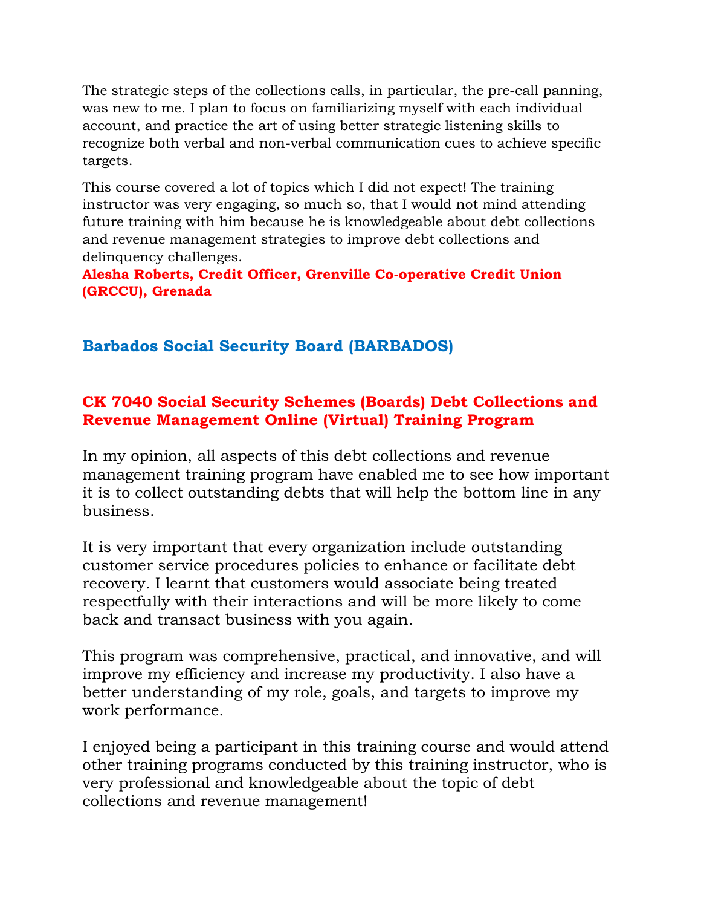The strategic steps of the collections calls, in particular, the pre-call panning, was new to me. I plan to focus on familiarizing myself with each individual account, and practice the art of using better strategic listening skills to recognize both verbal and non-verbal communication cues to achieve specific targets.

This course covered a lot of topics which I did not expect! The training instructor was very engaging, so much so, that I would not mind attending future training with him because he is knowledgeable about debt collections and revenue management strategies to improve debt collections and delinquency challenges.

**Alesha Roberts, Credit Officer, Grenville Co-operative Credit Union (GRCCU), Grenada**

## Barbados Social Security Board (BARBADOS)

### CK 7040 Social Security Schemes (Boards) Debt Collections and Revenue Management Online (Virtual) Training Program

In my opinion, all aspects of this debt collections and revenue management training program have enabled me to see how important it is to collect outstanding debts that will help the bottom line in any business.

It is very important that every organization include outstanding customer service procedures policies to enhance or facilitate debt recovery. I learnt that customers would associate being treated respectfully with their interactions and will be more likely to come back and transact business with you again.

This program was comprehensive, practical, and innovative, and will improve my efficiency and increase my productivity. I also have a better understanding of my role, goals, and targets to improve my work performance.

I enjoyed being a participant in this training course and would attend other training programs conducted by this training instructor, who is very professional and knowledgeable about the topic of debt collections and revenue management!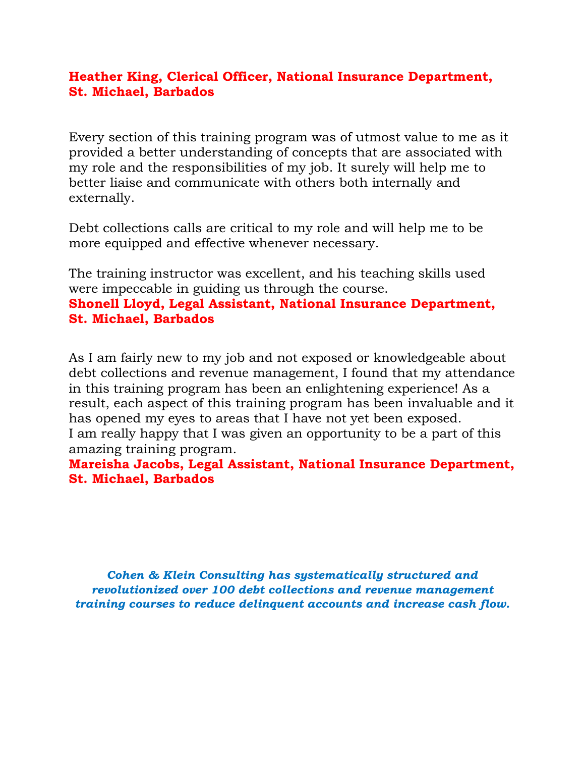**Heather King, Clerical Officer, National Insurance Department, St. Michael, Barbados**

Every section of this training program was of utmost value to me as it provided a better understanding of concepts that are associated with my role and the responsibilities of my job. It surely will help me to better liaise and communicate with others both internally and externally.

Debt collections calls are critical to my role and will help me to be more equipped and effective whenever necessary.

The training instructor was excellent, and his teaching skills used were impeccable in guiding us through the course.

**Shonell Lloyd, Legal Assistant, National Insurance Department, St. Michael, Barbados**

As I am fairly new to my job and not exposed or knowledgeable about debt collections and revenue management, I found that my attendance in this training program has been an enlightening experience! As a result, each aspect of this training program has been invaluable and it has opened my eyes to areas that I have not yet been exposed.

I am really happy that I was given an opportunity to be a part of this amazing training program.

**Mareisha Jacobs, Legal Assistant, National Insurance Department, St. Michael, Barbados**

***Cohen & Klein Consulting has systematically structured and revolutionized over 100 debt collections and revenue management training courses to reduce delinquent accounts and increase cash flow.***